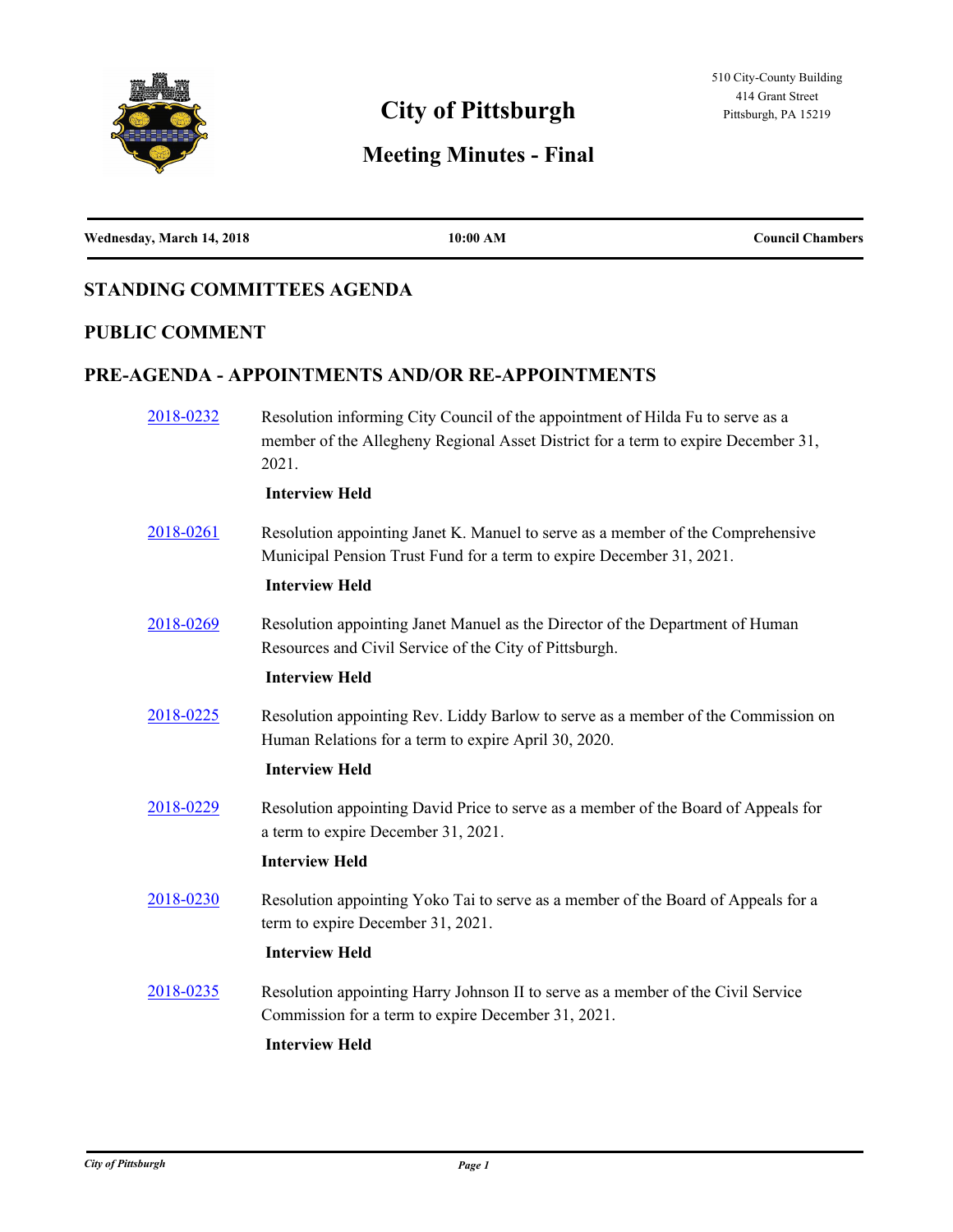# City of Pittsburgh

## Meeting Minutes - Final

510 City-County Building
414 Grant Street
Pittsburgh, PA 15219

**Wednesday, March 14, 2018** | **10:00 AM** | **Council Chambers**

## STANDING COMMITTEES AGENDA

## PUBLIC COMMENT

## PRE-AGENDA - APPOINTMENTS AND/OR RE-APPOINTMENTS

[2018-0232](2018-0232) Resolution informing City Council of the appointment of Hilda Fu to serve as a member of the Allegheny Regional Asset District for a term to expire December 31, 2021.

**Interview Held**

[2018-0261](2018-0261) Resolution appointing Janet K. Manuel to serve as a member of the Comprehensive Municipal Pension Trust Fund for a term to expire December 31, 2021.

**Interview Held**

[2018-0269](2018-0269) Resolution appointing Janet Manuel as the Director of the Department of Human Resources and Civil Service of the City of Pittsburgh.

**Interview Held**

[2018-0225](2018-0225) Resolution appointing Rev. Liddy Barlow to serve as a member of the Commission on Human Relations for a term to expire April 30, 2020.

**Interview Held**

[2018-0229](2018-0229) Resolution appointing David Price to serve as a member of the Board of Appeals for a term to expire December 31, 2021.

**Interview Held**

[2018-0230](2018-0230) Resolution appointing Yoko Tai to serve as a member of the Board of Appeals for a term to expire December 31, 2021.

**Interview Held**

[2018-0235](2018-0235) Resolution appointing Harry Johnson II to serve as a member of the Civil Service Commission for a term to expire December 31, 2021.

**Interview Held**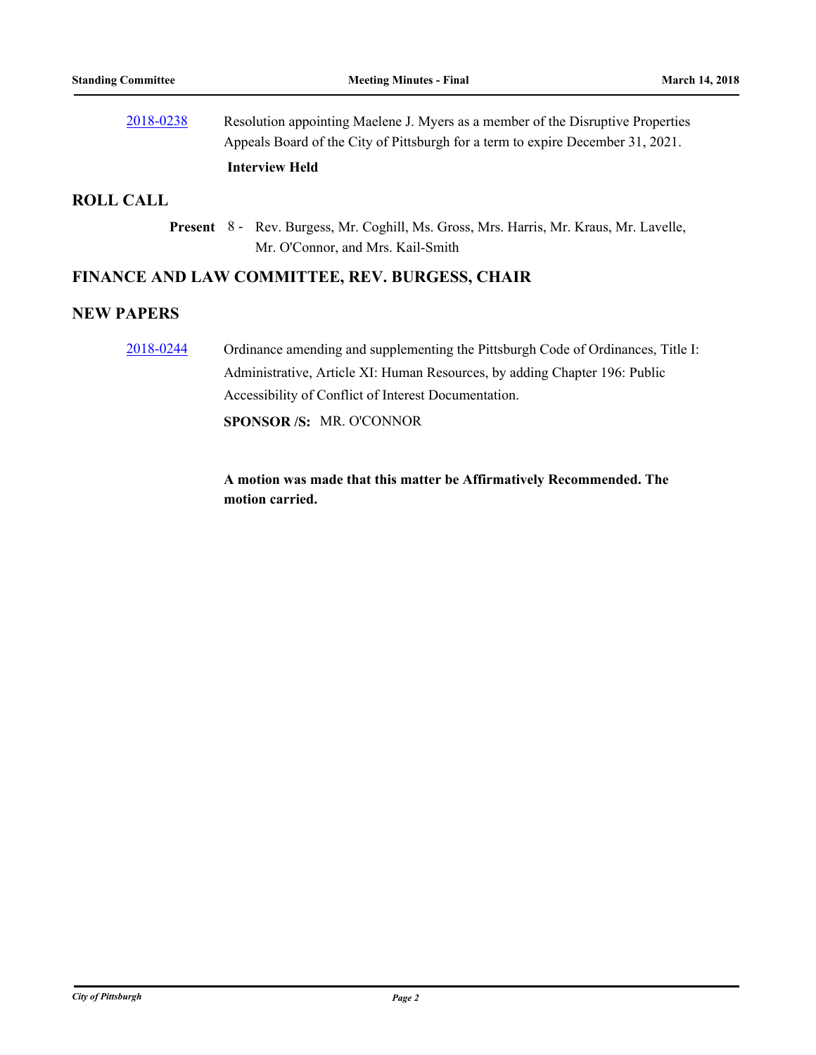2018-0238 Resolution appointing Maelene J. Myers as a member of the Disruptive Properties Appeals Board of the City of Pittsburgh for a term to expire December 31, 2021.

**Interview Held**

## ROLL CALL

**Present** 8 - Rev. Burgess, Mr. Coghill, Ms. Gross, Mrs. Harris, Mr. Kraus, Mr. Lavelle, Mr. O'Connor, and Mrs. Kail-Smith

## FINANCE AND LAW COMMITTEE, REV. BURGESS, CHAIR

## NEW PAPERS

2018-0244 Ordinance amending and supplementing the Pittsburgh Code of Ordinances, Title I: Administrative, Article XI: Human Resources, by adding Chapter 196: Public Accessibility of Conflict of Interest Documentation.

**SPONSOR /S:** MR. O'CONNOR

**A motion was made that this matter be Affirmatively Recommended. The motion carried.**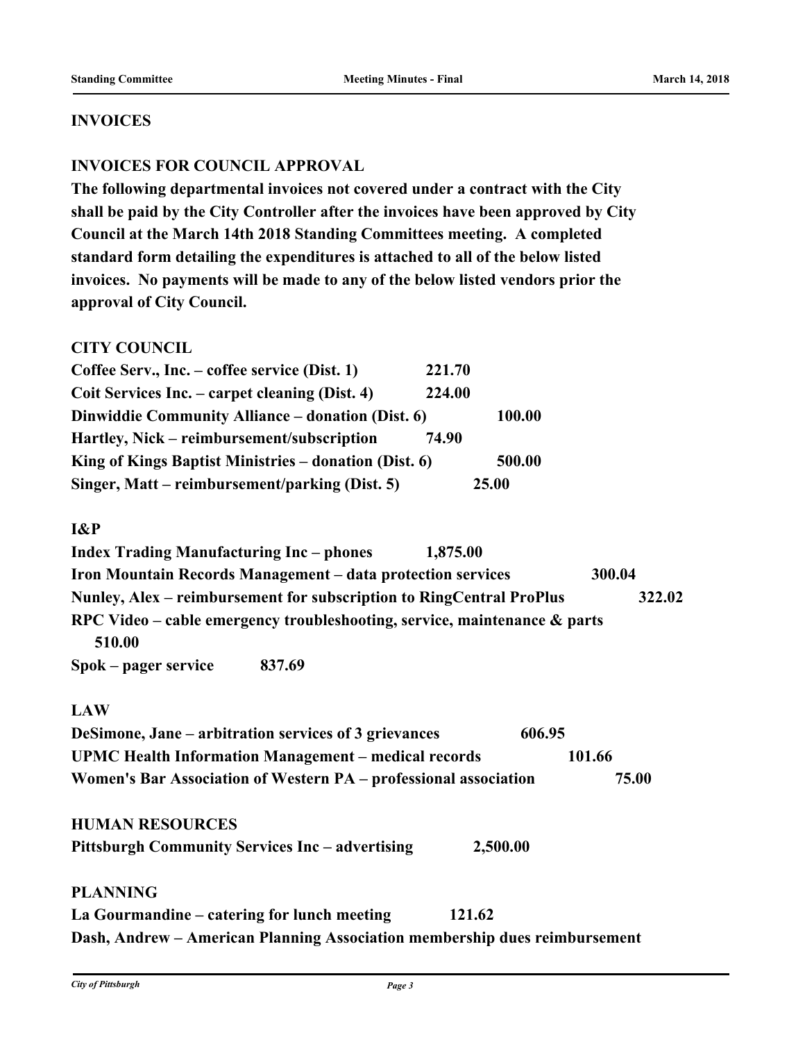## INVOICES

### INVOICES FOR COUNCIL APPROVAL

**The following departmental invoices not covered under a contract with the City shall be paid by the City Controller after the invoices have been approved by City Council at the March 14th 2018 Standing Committees meeting. A completed standard form detailing the expenditures is attached to all of the below listed invoices. No payments will be made to any of the below listed vendors prior the approval of City Council.**

**CITY COUNCIL**

**Coffee Serv., Inc. – coffee service (Dist. 1) 221.70**
**Coit Services Inc. – carpet cleaning (Dist. 4) 224.00**
**Dinwiddie Community Alliance – donation (Dist. 6) 100.00**
**Hartley, Nick – reimbursement/subscription 74.90**
**King of Kings Baptist Ministries – donation (Dist. 6) 500.00**
**Singer, Matt – reimbursement/parking (Dist. 5) 25.00**

**I&P**

**Index Trading Manufacturing Inc – phones 1,875.00**
**Iron Mountain Records Management – data protection services 300.04**
**Nunley, Alex – reimbursement for subscription to RingCentral ProPlus 322.02**
**RPC Video – cable emergency troubleshooting, service, maintenance & parts 510.00**
**Spok – pager service 837.69**

**LAW**

**DeSimone, Jane – arbitration services of 3 grievances 606.95**
**UPMC Health Information Management – medical records 101.66**
**Women's Bar Association of Western PA – professional association 75.00**

**HUMAN RESOURCES**

**Pittsburgh Community Services Inc – advertising 2,500.00**

**PLANNING**

**La Gourmandine – catering for lunch meeting 121.62**
**Dash, Andrew – American Planning Association membership dues reimbursement**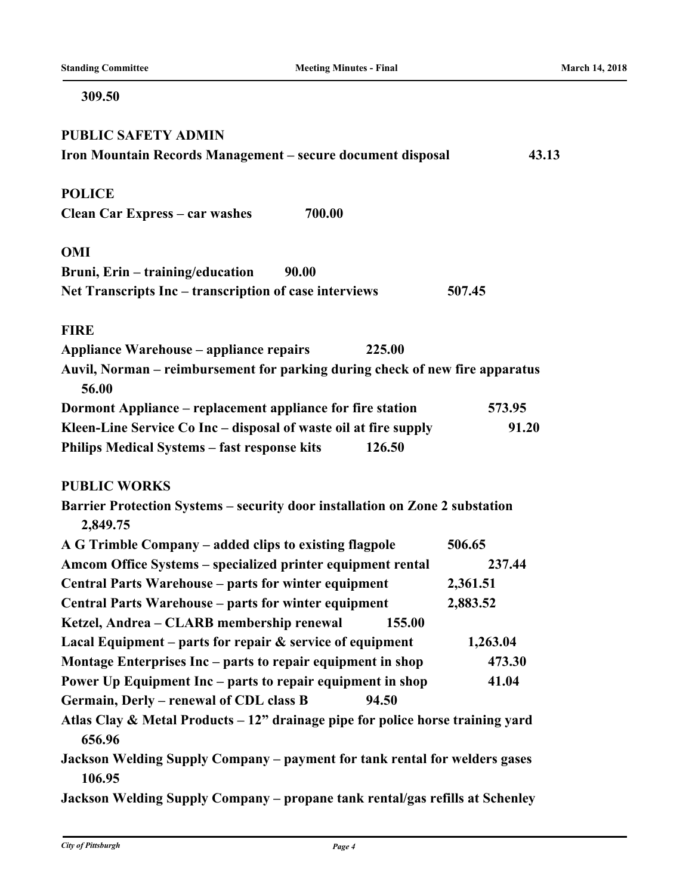**309.50**

**PUBLIC SAFETY ADMIN**

**Iron Mountain Records Management – secure document disposal 43.13**

**POLICE**

**Clean Car Express – car washes 700.00**

**OMI**

**Bruni, Erin – training/education 90.00**

**Net Transcripts Inc – transcription of case interviews 507.45**

**FIRE**

**Appliance Warehouse – appliance repairs 225.00**

**Auvil, Norman – reimbursement for parking during check of new fire apparatus 56.00**

**Dormont Appliance – replacement appliance for fire station 573.95**

**Kleen-Line Service Co Inc – disposal of waste oil at fire supply 91.20**

**Philips Medical Systems – fast response kits 126.50**

**PUBLIC WORKS**

**Barrier Protection Systems – security door installation on Zone 2 substation 2,849.75**

**A G Trimble Company – added clips to existing flagpole 506.65**

**Amcom Office Systems – specialized printer equipment rental 237.44**

**Central Parts Warehouse – parts for winter equipment 2,361.51**

**Central Parts Warehouse – parts for winter equipment 2,883.52**

**Ketzel, Andrea – CLARB membership renewal 155.00**

**Lacal Equipment – parts for repair & service of equipment 1,263.04**

**Montage Enterprises Inc – parts to repair equipment in shop 473.30**

**Power Up Equipment Inc – parts to repair equipment in shop 41.04**

**Germain, Derly – renewal of CDL class B 94.50**

**Atlas Clay & Metal Products – 12" drainage pipe for police horse training yard 656.96**

**Jackson Welding Supply Company – payment for tank rental for welders gases 106.95**

**Jackson Welding Supply Company – propane tank rental/gas refills at Schenley**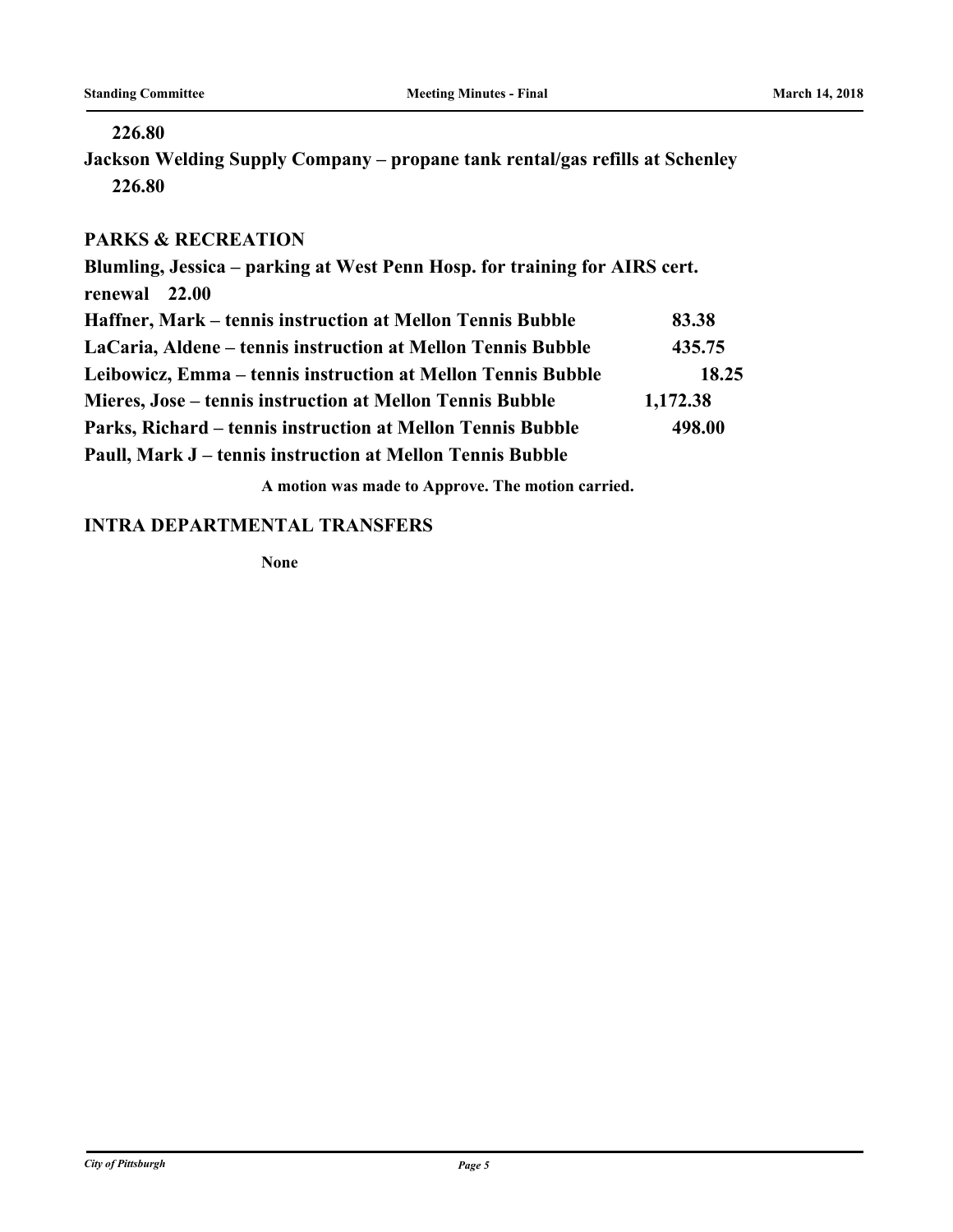**226.80**

**Jackson Welding Supply Company – propane tank rental/gas refills at Schenley 226.80**

## PARKS & RECREATION

**Blumling, Jessica – parking at West Penn Hosp. for training for AIRS cert. renewal 22.00**

| | |
|---|---|
| **Haffner, Mark – tennis instruction at Mellon Tennis Bubble** | **83.38** |
| **LaCaria, Aldene – tennis instruction at Mellon Tennis Bubble** | **435.75** |
| **Leibowicz, Emma – tennis instruction at Mellon Tennis Bubble** | **18.25** |
| **Mieres, Jose – tennis instruction at Mellon Tennis Bubble** | **1,172.38** |
| **Parks, Richard – tennis instruction at Mellon Tennis Bubble** | **498.00** |
| **Paull, Mark J – tennis instruction at Mellon Tennis Bubble** | |

**A motion was made to Approve. The motion carried.**

## INTRA DEPARTMENTAL TRANSFERS

**None**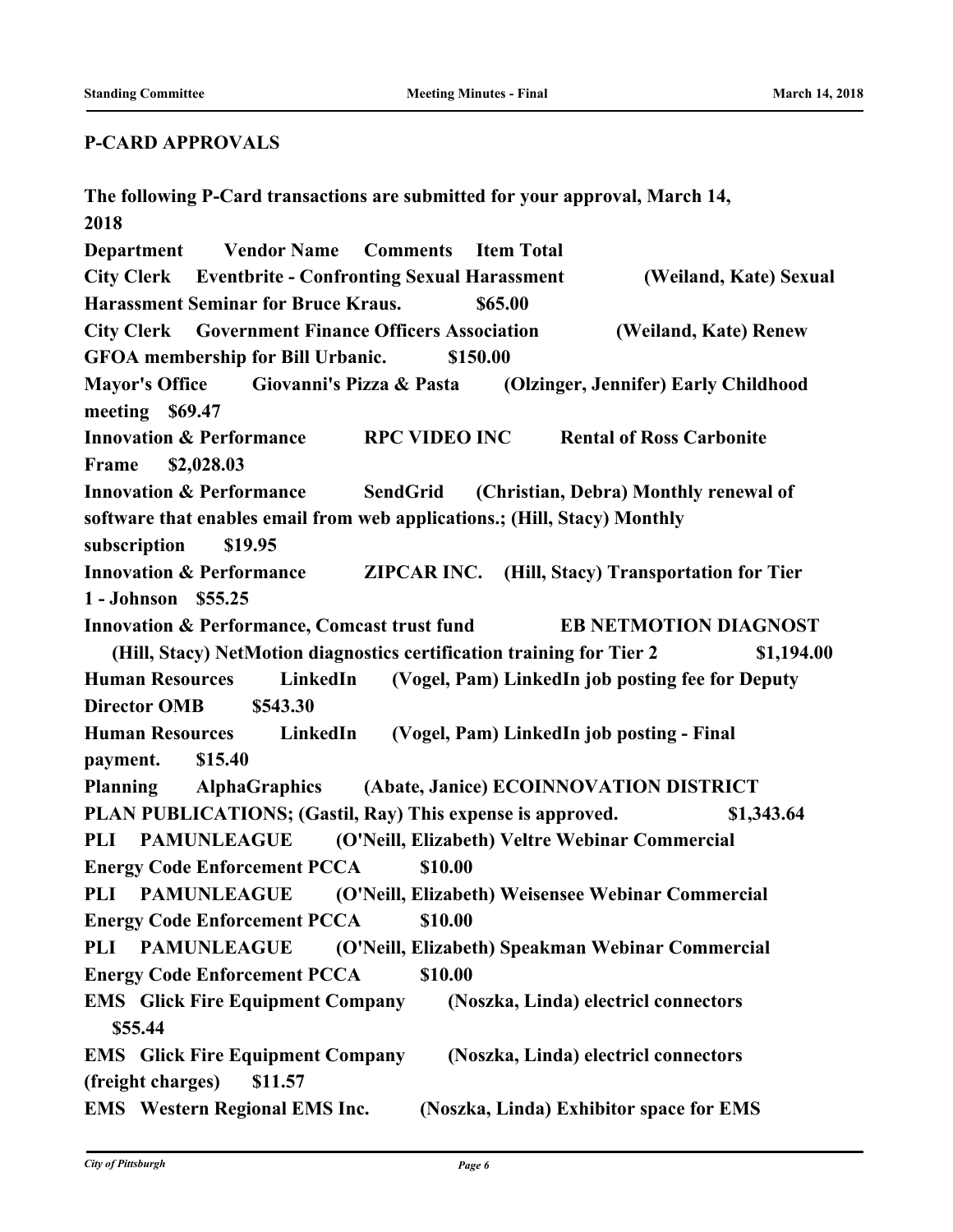## P-CARD APPROVALS

**The following P-Card transactions are submitted for your approval, March 14, 2018**

**Department Vendor Name Comments Item Total**

**City Clerk Eventbrite - Confronting Sexual Harassment (Weiland, Kate) Sexual Harassment Seminar for Bruce Kraus. $65.00**

**City Clerk Government Finance Officers Association (Weiland, Kate) Renew GFOA membership for Bill Urbanic. $150.00**

**Mayor's Office Giovanni's Pizza & Pasta (Olzinger, Jennifer) Early Childhood meeting $69.47**

**Innovation & Performance RPC VIDEO INC Rental of Ross Carbonite Frame $2,028.03**

**Innovation & Performance SendGrid (Christian, Debra) Monthly renewal of software that enables email from web applications.; (Hill, Stacy) Monthly subscription $19.95**

**Innovation & Performance ZIPCAR INC. (Hill, Stacy) Transportation for Tier 1 - Johnson $55.25**

**Innovation & Performance, Comcast trust fund EB NETMOTION DIAGNOST (Hill, Stacy) NetMotion diagnostics certification training for Tier 2 $1,194.00**

**Human Resources LinkedIn (Vogel, Pam) LinkedIn job posting fee for Deputy Director OMB $543.30**

**Human Resources LinkedIn (Vogel, Pam) LinkedIn job posting - Final payment. $15.40**

**Planning AlphaGraphics (Abate, Janice) ECOINNOVATION DISTRICT PLAN PUBLICATIONS; (Gastil, Ray) This expense is approved. $1,343.64**

**PLI PAMUNLEAGUE (O'Neill, Elizabeth) Veltre Webinar Commercial Energy Code Enforcement PCCA $10.00**

**PLI PAMUNLEAGUE (O'Neill, Elizabeth) Weisensee Webinar Commercial Energy Code Enforcement PCCA $10.00**

**PLI PAMUNLEAGUE (O'Neill, Elizabeth) Speakman Webinar Commercial Energy Code Enforcement PCCA $10.00**

**EMS Glick Fire Equipment Company (Noszka, Linda) electricl connectors $55.44**

**EMS Glick Fire Equipment Company (Noszka, Linda) electricl connectors (freight charges) $11.57**

**EMS Western Regional EMS Inc. (Noszka, Linda) Exhibitor space for EMS**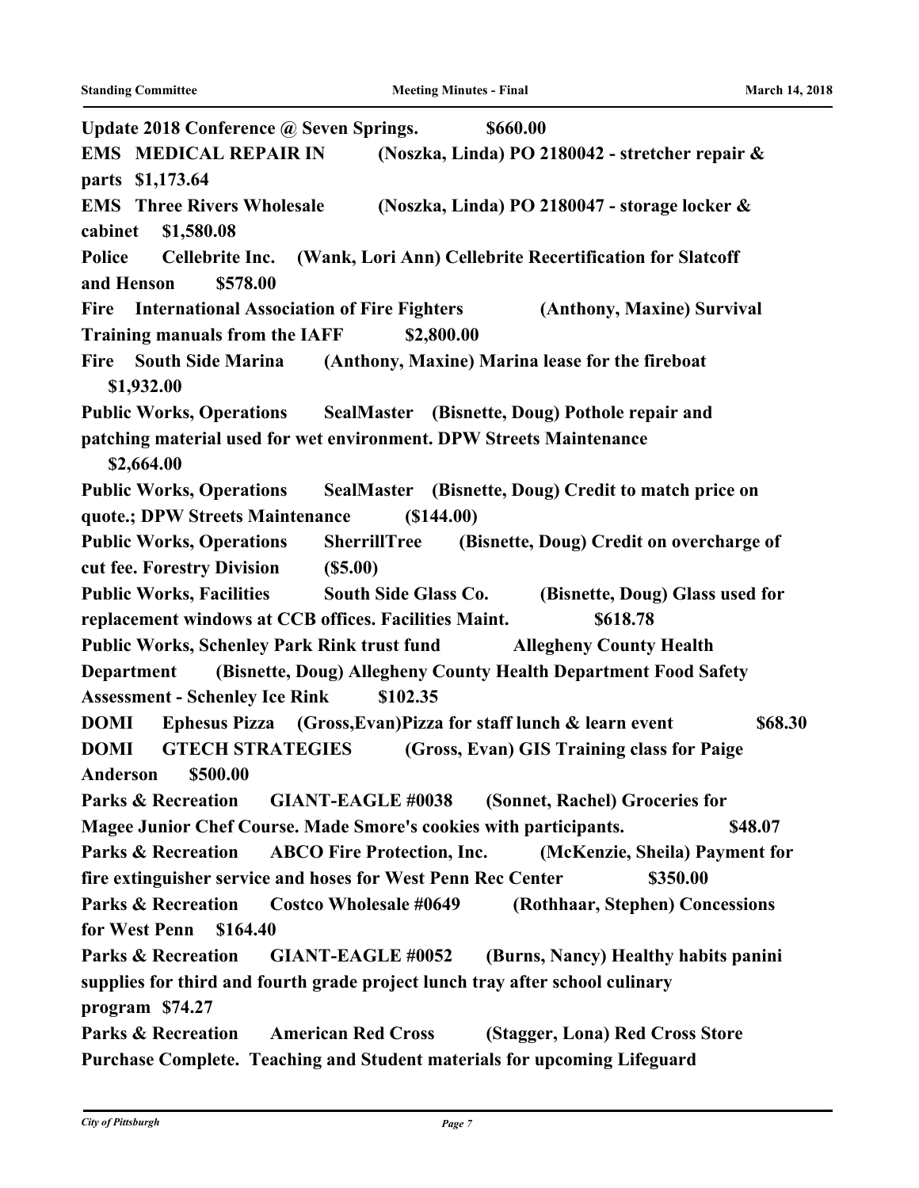**Update 2018 Conference @ Seven Springs. $660.00**

**EMS MEDICAL REPAIR IN (Noszka, Linda) PO 2180042 - stretcher repair & parts $1,173.64**

**EMS Three Rivers Wholesale (Noszka, Linda) PO 2180047 - storage locker & cabinet $1,580.08**

**Police Cellebrite Inc. (Wank, Lori Ann) Cellebrite Recertification for Slatcoff and Henson $578.00**

**Fire International Association of Fire Fighters (Anthony, Maxine) Survival Training manuals from the IAFF $2,800.00**

**Fire South Side Marina (Anthony, Maxine) Marina lease for the fireboat $1,932.00**

**Public Works, Operations SealMaster (Bisnette, Doug) Pothole repair and patching material used for wet environment. DPW Streets Maintenance $2,664.00**

**Public Works, Operations SealMaster (Bisnette, Doug) Credit to match price on quote.; DPW Streets Maintenance ($144.00)**

**Public Works, Operations SherrillTree (Bisnette, Doug) Credit on overcharge of cut fee. Forestry Division ($5.00)**

**Public Works, Facilities South Side Glass Co. (Bisnette, Doug) Glass used for replacement windows at CCB offices. Facilities Maint. $618.78**

**Public Works, Schenley Park Rink trust fund Allegheny County Health Department (Bisnette, Doug) Allegheny County Health Department Food Safety Assessment - Schenley Ice Rink $102.35**

**DOMI Ephesus Pizza (Gross,Evan)Pizza for staff lunch & learn event $68.30**

**DOMI GTECH STRATEGIES (Gross, Evan) GIS Training class for Paige Anderson $500.00**

**Parks & Recreation GIANT-EAGLE #0038 (Sonnet, Rachel) Groceries for Magee Junior Chef Course. Made Smore's cookies with participants. $48.07**

**Parks & Recreation ABCO Fire Protection, Inc. (McKenzie, Sheila) Payment for fire extinguisher service and hoses for West Penn Rec Center $350.00**

**Parks & Recreation Costco Wholesale #0649 (Rothhaar, Stephen) Concessions for West Penn $164.40**

**Parks & Recreation GIANT-EAGLE #0052 (Burns, Nancy) Healthy habits panini supplies for third and fourth grade project lunch tray after school culinary program $74.27**

**Parks & Recreation American Red Cross (Stagger, Lona) Red Cross Store Purchase Complete. Teaching and Student materials for upcoming Lifeguard**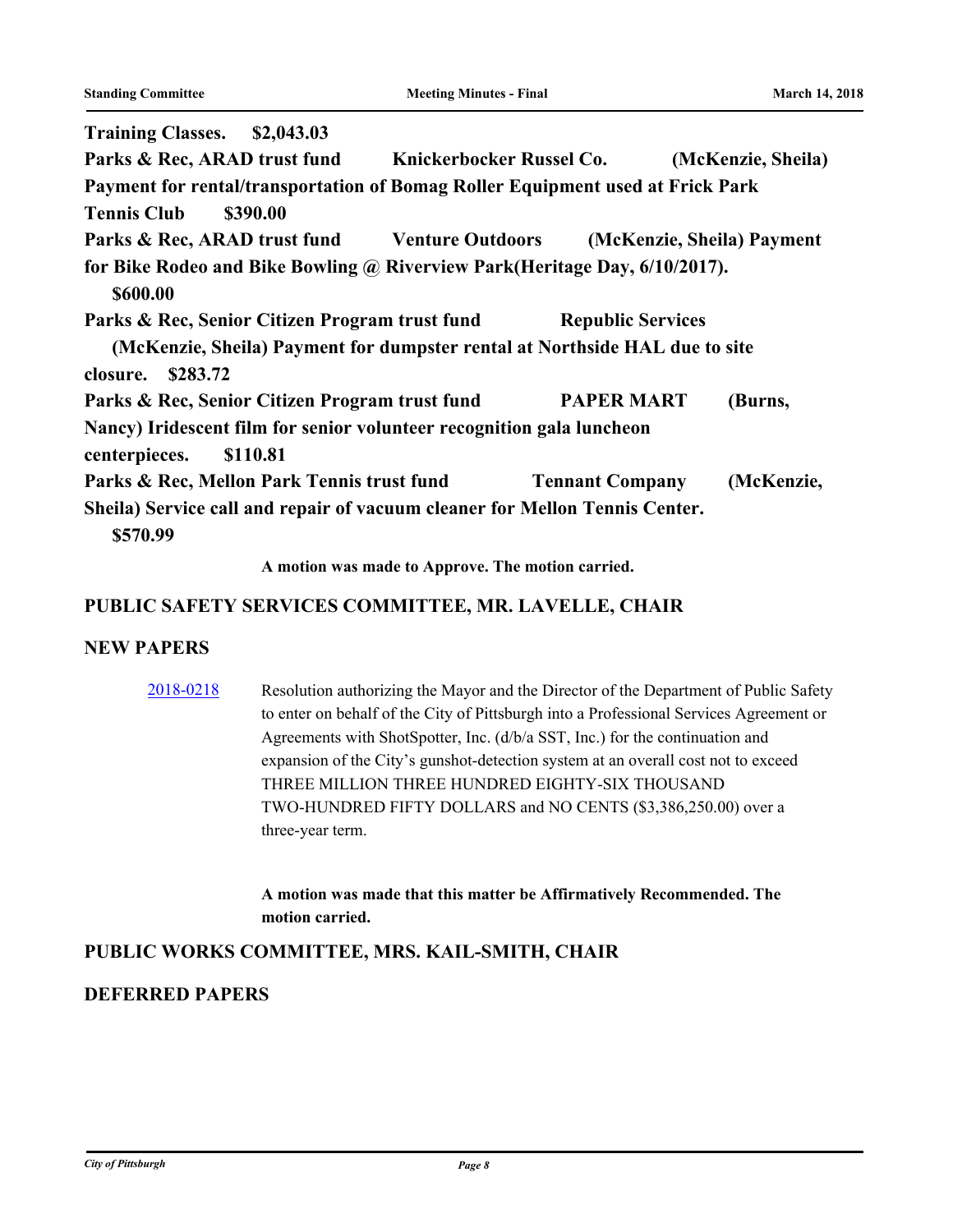**Training Classes. $2,043.03**
**Parks & Rec, ARAD trust fund Knickerbocker Russel Co. (McKenzie, Sheila) Payment for rental/transportation of Bomag Roller Equipment used at Frick Park Tennis Club $390.00**
**Parks & Rec, ARAD trust fund Venture Outdoors (McKenzie, Sheila) Payment for Bike Rodeo and Bike Bowling @ Riverview Park(Heritage Day, 6/10/2017). $600.00**
**Parks & Rec, Senior Citizen Program trust fund Republic Services (McKenzie, Sheila) Payment for dumpster rental at Northside HAL due to site closure. $283.72**
**Parks & Rec, Senior Citizen Program trust fund PAPER MART (Burns, Nancy) Iridescent film for senior volunteer recognition gala luncheon centerpieces. $110.81**
**Parks & Rec, Mellon Park Tennis trust fund Tennant Company (McKenzie, Sheila) Service call and repair of vacuum cleaner for Mellon Tennis Center. $570.99**

**A motion was made to Approve. The motion carried.**

## PUBLIC SAFETY SERVICES COMMITTEE, MR. LAVELLE, CHAIR

## NEW PAPERS

2018-0218 Resolution authorizing the Mayor and the Director of the Department of Public Safety to enter on behalf of the City of Pittsburgh into a Professional Services Agreement or Agreements with ShotSpotter, Inc. (d/b/a SST, Inc.) for the continuation and expansion of the City's gunshot-detection system at an overall cost not to exceed THREE MILLION THREE HUNDRED EIGHTY-SIX THOUSAND TWO-HUNDRED FIFTY DOLLARS and NO CENTS ($3,386,250.00) over a three-year term.

**A motion was made that this matter be Affirmatively Recommended. The motion carried.**

## PUBLIC WORKS COMMITTEE, MRS. KAIL-SMITH, CHAIR

## DEFERRED PAPERS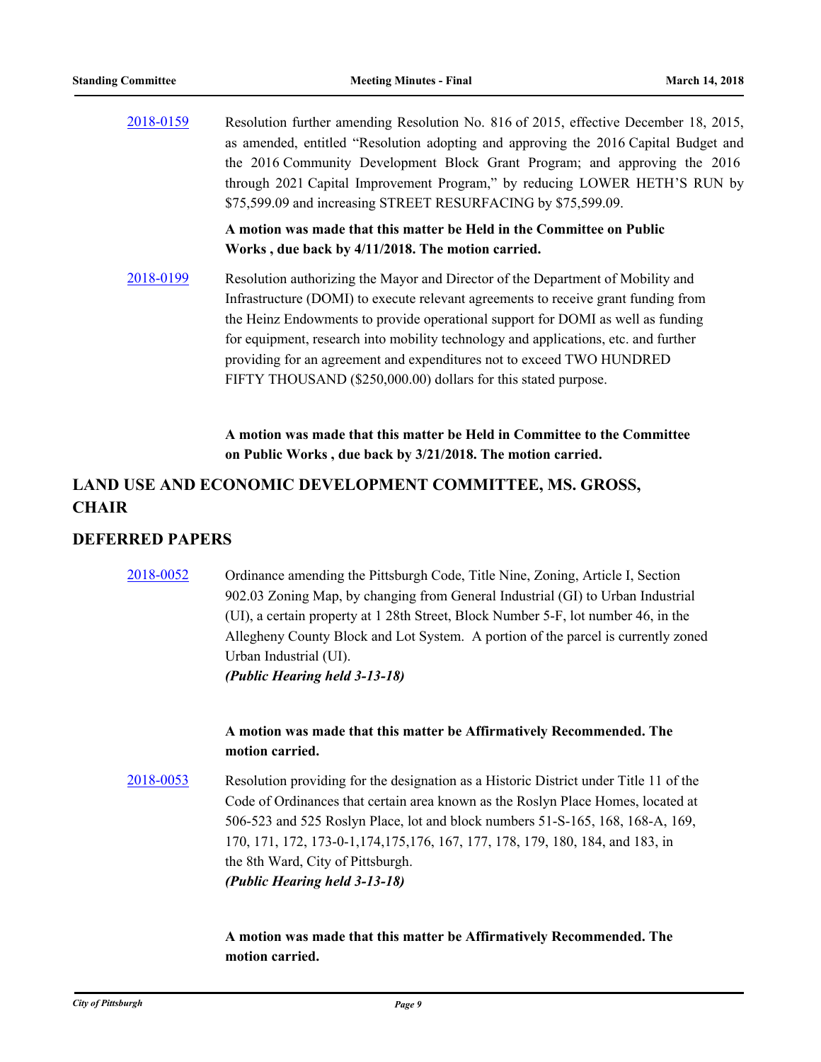[2018-0159](#) Resolution further amending Resolution No. 816 of 2015, effective December 18, 2015, as amended, entitled "Resolution adopting and approving the 2016 Capital Budget and the 2016 Community Development Block Grant Program; and approving the 2016 through 2021 Capital Improvement Program," by reducing LOWER HETH'S RUN by $75,599.09 and increasing STREET RESURFACING by $75,599.09.

**A motion was made that this matter be Held in the Committee on Public Works , due back by 4/11/2018. The motion carried.**

[2018-0199](#) Resolution authorizing the Mayor and Director of the Department of Mobility and Infrastructure (DOMI) to execute relevant agreements to receive grant funding from the Heinz Endowments to provide operational support for DOMI as well as funding for equipment, research into mobility technology and applications, etc. and further providing for an agreement and expenditures not to exceed TWO HUNDRED FIFTY THOUSAND ($250,000.00) dollars for this stated purpose.

**A motion was made that this matter be Held in Committee to the Committee on Public Works , due back by 3/21/2018. The motion carried.**

## LAND USE AND ECONOMIC DEVELOPMENT COMMITTEE, MS. GROSS, CHAIR

## DEFERRED PAPERS

[2018-0052](#) Ordinance amending the Pittsburgh Code, Title Nine, Zoning, Article I, Section 902.03 Zoning Map, by changing from General Industrial (GI) to Urban Industrial (UI), a certain property at 1 28th Street, Block Number 5-F, lot number 46, in the Allegheny County Block and Lot System. A portion of the parcel is currently zoned Urban Industrial (UI).
***(Public Hearing held 3-13-18)***

**A motion was made that this matter be Affirmatively Recommended. The motion carried.**

[2018-0053](#) Resolution providing for the designation as a Historic District under Title 11 of the Code of Ordinances that certain area known as the Roslyn Place Homes, located at 506-523 and 525 Roslyn Place, lot and block numbers 51-S-165, 168, 168-A, 169, 170, 171, 172, 173-0-1,174,175,176, 167, 177, 178, 179, 180, 184, and 183, in the 8th Ward, City of Pittsburgh.
***(Public Hearing held 3-13-18)***

**A motion was made that this matter be Affirmatively Recommended. The motion carried.**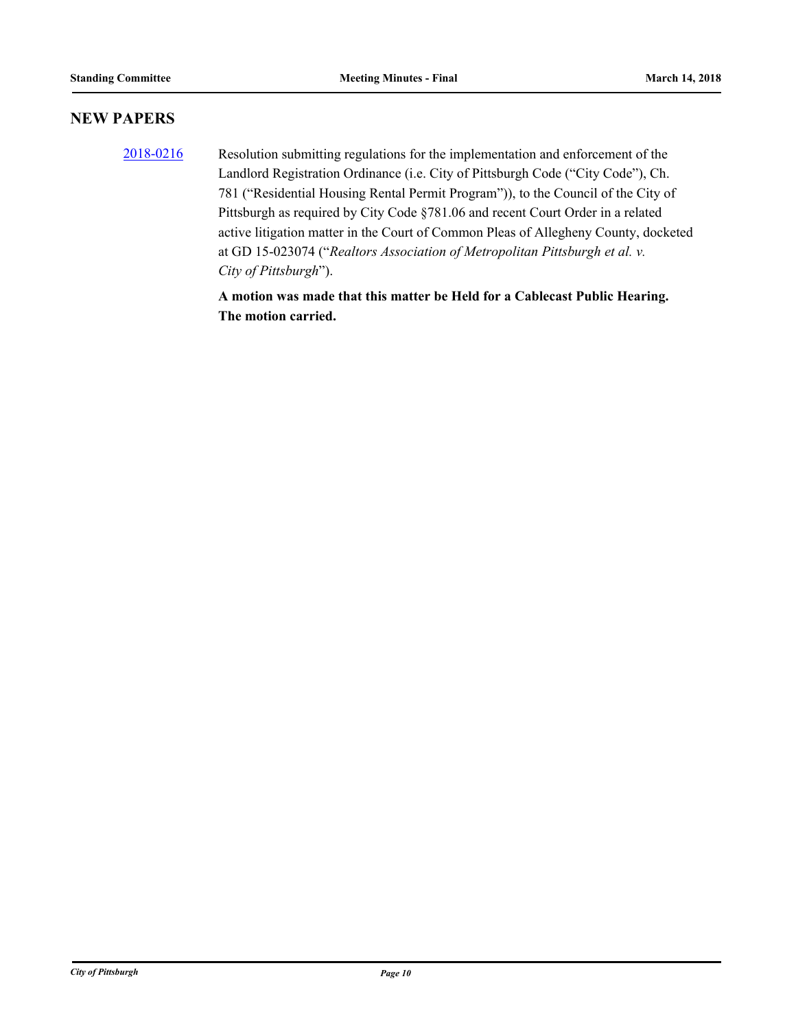## NEW PAPERS

2018-0216 Resolution submitting regulations for the implementation and enforcement of the Landlord Registration Ordinance (i.e. City of Pittsburgh Code ("City Code"), Ch. 781 ("Residential Housing Rental Permit Program")), to the Council of the City of Pittsburgh as required by City Code §781.06 and recent Court Order in a related active litigation matter in the Court of Common Pleas of Allegheny County, docketed at GD 15-023074 ("*Realtors Association of Metropolitan Pittsburgh et al. v. City of Pittsburgh*").

**A motion was made that this matter be Held for a Cablecast Public Hearing. The motion carried.**